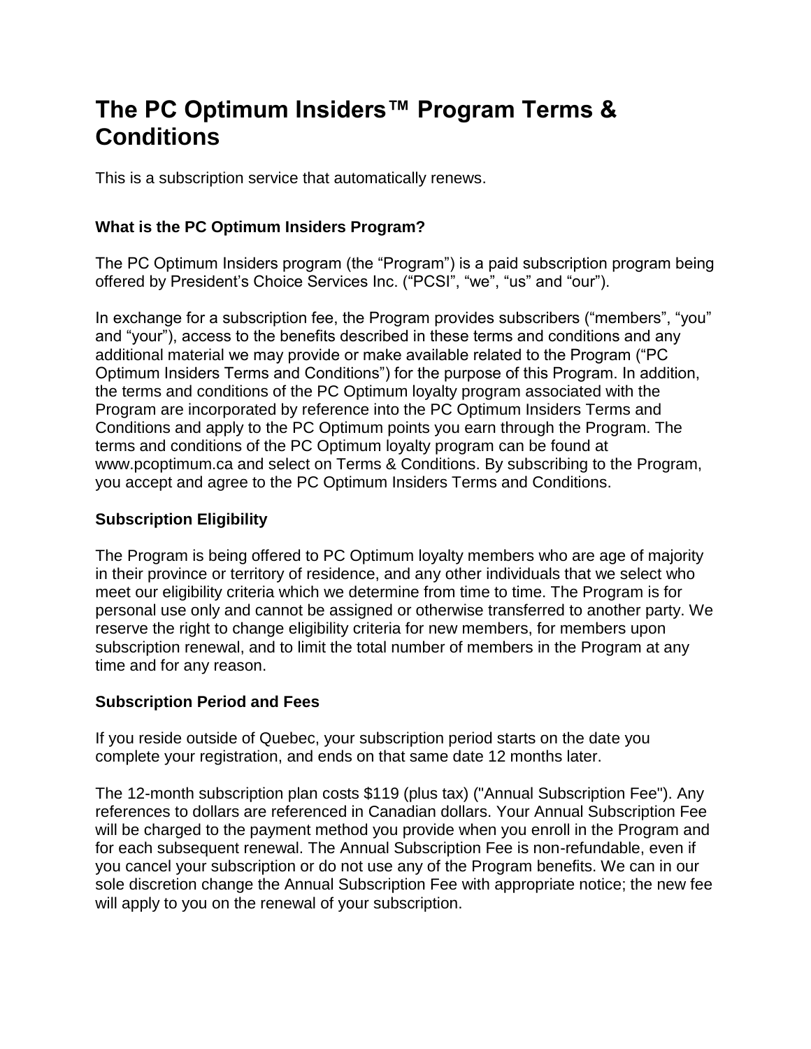# The PC Optimum Insiders™ Program Terms & Conditions

This is a subscription service that automatically renews.

### What is the PC Optimum Insiders Program?

The PC Optimum Insiders program (the “Program”) is a paid subscription program being offered by President’s Choice Services Inc. (“PCSI”, “we”, “us” and “our”).

In exchange for a subscription fee, the Program provides subscribers (“members”, “you” and “your”), access to the benefits described in these terms and conditions and any additional material we may provide or make available related to the Program (“PC Optimum Insiders Terms and Conditions”) for the purpose of this Program. In addition, the terms and conditions of the PC Optimum loyalty program associated with the Program are incorporated by reference into the PC Optimum Insiders Terms and Conditions and apply to the PC Optimum points you earn through the Program. The terms and conditions of the PC Optimum loyalty program can be found at www.pcoptimum.ca and select on Terms & Conditions. By subscribing to the Program, you accept and agree to the PC Optimum Insiders Terms and Conditions.

### Subscription Eligibility

The Program is being offered to PC Optimum loyalty members who are age of majority in their province or territory of residence, and any other individuals that we select who meet our eligibility criteria which we determine from time to time. The Program is for personal use only and cannot be assigned or otherwise transferred to another party. We reserve the right to change eligibility criteria for new members, for members upon subscription renewal, and to limit the total number of members in the Program at any time and for any reason.

### Subscription Period and Fees

If you reside outside of Quebec, your subscription period starts on the date you complete your registration, and ends on that same date 12 months later.

The 12-month subscription plan costs $119 (plus tax) ("Annual Subscription Fee"). Any references to dollars are referenced in Canadian dollars. Your Annual Subscription Fee will be charged to the payment method you provide when you enroll in the Program and for each subsequent renewal. The Annual Subscription Fee is non-refundable, even if you cancel your subscription or do not use any of the Program benefits. We can in our sole discretion change the Annual Subscription Fee with appropriate notice; the new fee will apply to you on the renewal of your subscription.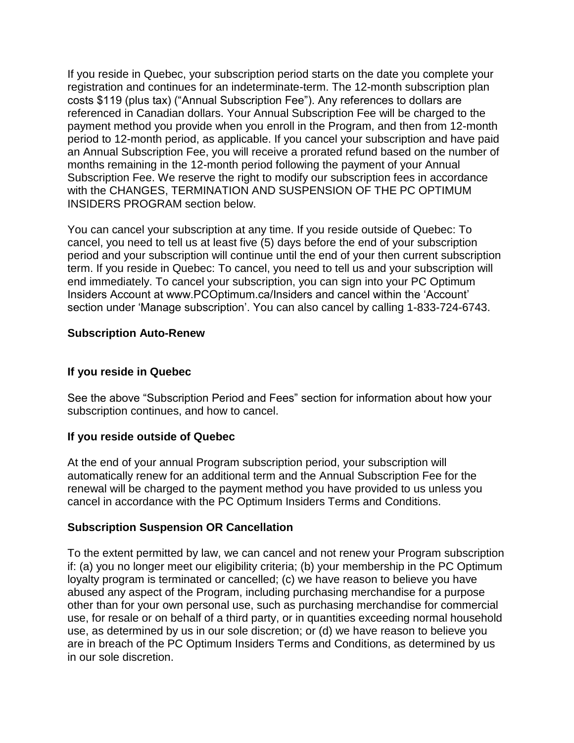If you reside in Quebec, your subscription period starts on the date you complete your registration and continues for an indeterminate-term. The 12-month subscription plan costs $119 (plus tax) ("Annual Subscription Fee"). Any references to dollars are referenced in Canadian dollars. Your Annual Subscription Fee will be charged to the payment method you provide when you enroll in the Program, and then from 12-month period to 12-month period, as applicable. If you cancel your subscription and have paid an Annual Subscription Fee, you will receive a prorated refund based on the number of months remaining in the 12-month period following the payment of your Annual Subscription Fee. We reserve the right to modify our subscription fees in accordance with the CHANGES, TERMINATION AND SUSPENSION OF THE PC OPTIMUM INSIDERS PROGRAM section below.

You can cancel your subscription at any time. If you reside outside of Quebec: To cancel, you need to tell us at least five (5) days before the end of your subscription period and your subscription will continue until the end of your then current subscription term. If you reside in Quebec: To cancel, you need to tell us and your subscription will end immediately. To cancel your subscription, you can sign into your PC Optimum Insiders Account at www.PCOptimum.ca/Insiders and cancel within the 'Account' section under 'Manage subscription'. You can also cancel by calling 1-833-724-6743.

### Subscription Auto-Renew

#### If you reside in Quebec

See the above "Subscription Period and Fees" section for information about how your subscription continues, and how to cancel.

#### If you reside outside of Quebec

At the end of your annual Program subscription period, your subscription will automatically renew for an additional term and the Annual Subscription Fee for the renewal will be charged to the payment method you have provided to us unless you cancel in accordance with the PC Optimum Insiders Terms and Conditions.

### Subscription Suspension OR Cancellation

To the extent permitted by law, we can cancel and not renew your Program subscription if: (a) you no longer meet our eligibility criteria; (b) your membership in the PC Optimum loyalty program is terminated or cancelled; (c) we have reason to believe you have abused any aspect of the Program, including purchasing merchandise for a purpose other than for your own personal use, such as purchasing merchandise for commercial use, for resale or on behalf of a third party, or in quantities exceeding normal household use, as determined by us in our sole discretion; or (d) we have reason to believe you are in breach of the PC Optimum Insiders Terms and Conditions, as determined by us in our sole discretion.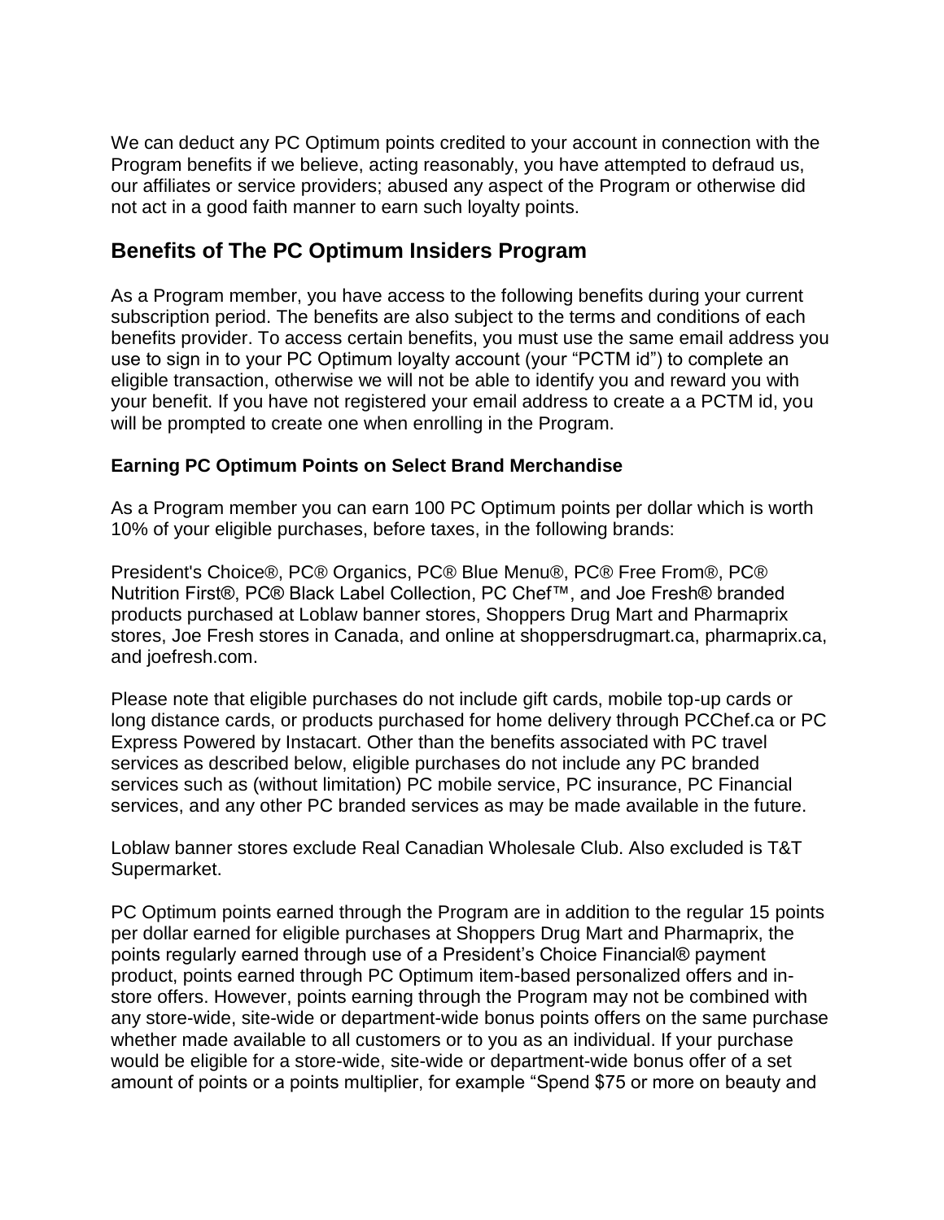We can deduct any PC Optimum points credited to your account in connection with the Program benefits if we believe, acting reasonably, you have attempted to defraud us, our affiliates or service providers; abused any aspect of the Program or otherwise did not act in a good faith manner to earn such loyalty points.

## Benefits of The PC Optimum Insiders Program

As a Program member, you have access to the following benefits during your current subscription period. The benefits are also subject to the terms and conditions of each benefits provider. To access certain benefits, you must use the same email address you use to sign in to your PC Optimum loyalty account (your "PCTM id") to complete an eligible transaction, otherwise we will not be able to identify you and reward you with your benefit. If you have not registered your email address to create a a PCTM id, you will be prompted to create one when enrolling in the Program.

### Earning PC Optimum Points on Select Brand Merchandise

As a Program member you can earn 100 PC Optimum points per dollar which is worth 10% of your eligible purchases, before taxes, in the following brands:

President's Choice®, PC® Organics, PC® Blue Menu®, PC® Free From®, PC® Nutrition First®, PC® Black Label Collection, PC Chef™, and Joe Fresh® branded products purchased at Loblaw banner stores, Shoppers Drug Mart and Pharmaprix stores, Joe Fresh stores in Canada, and online at shoppersdrugmart.ca, pharmaprix.ca, and joefresh.com.

Please note that eligible purchases do not include gift cards, mobile top-up cards or long distance cards, or products purchased for home delivery through PCChef.ca or PC Express Powered by Instacart. Other than the benefits associated with PC travel services as described below, eligible purchases do not include any PC branded services such as (without limitation) PC mobile service, PC insurance, PC Financial services, and any other PC branded services as may be made available in the future.

Loblaw banner stores exclude Real Canadian Wholesale Club. Also excluded is T&T Supermarket.

PC Optimum points earned through the Program are in addition to the regular 15 points per dollar earned for eligible purchases at Shoppers Drug Mart and Pharmaprix, the points regularly earned through use of a President's Choice Financial® payment product, points earned through PC Optimum item-based personalized offers and in-store offers. However, points earning through the Program may not be combined with any store-wide, site-wide or department-wide bonus points offers on the same purchase whether made available to all customers or to you as an individual. If your purchase would be eligible for a store-wide, site-wide or department-wide bonus offer of a set amount of points or a points multiplier, for example "Spend $75 or more on beauty and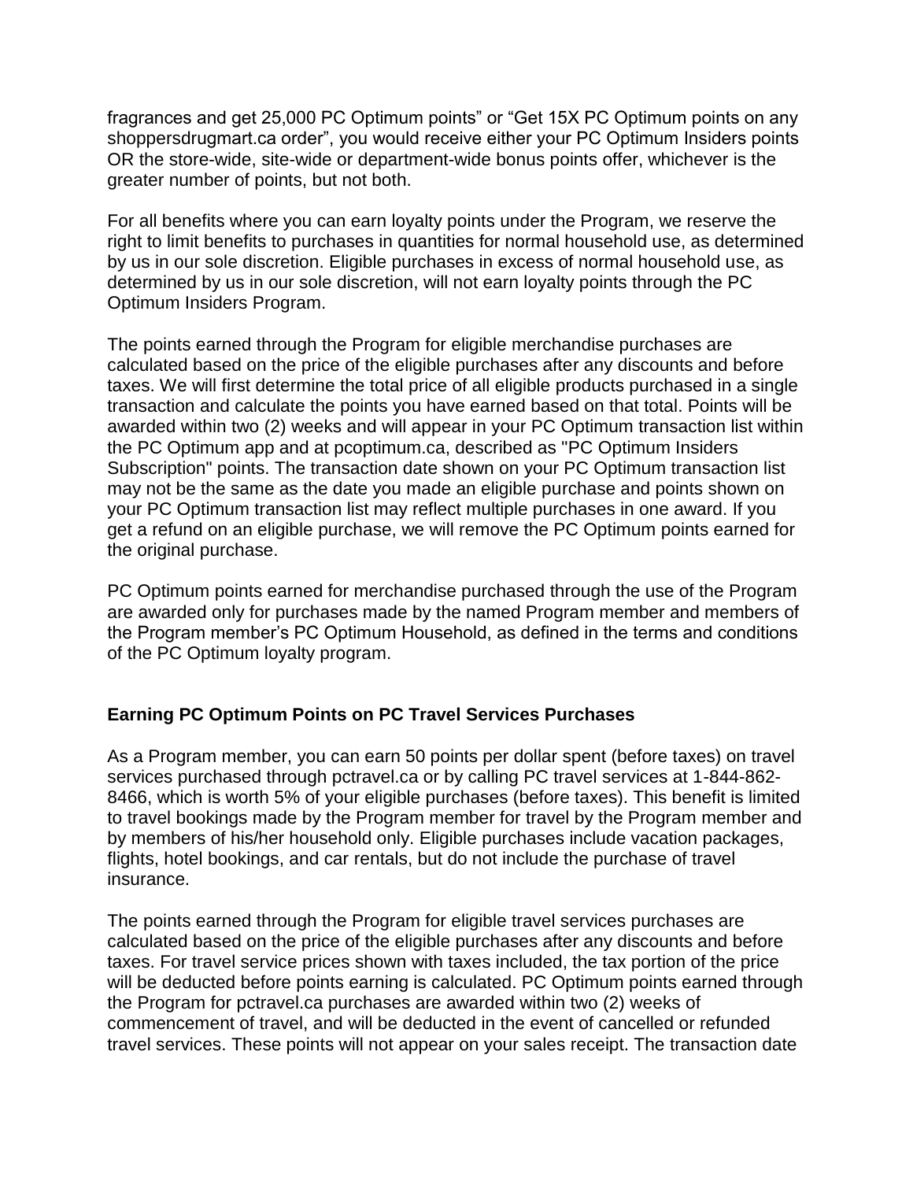fragrances and get 25,000 PC Optimum points" or "Get 15X PC Optimum points on any shoppersdrugmart.ca order", you would receive either your PC Optimum Insiders points OR the store-wide, site-wide or department-wide bonus points offer, whichever is the greater number of points, but not both.

For all benefits where you can earn loyalty points under the Program, we reserve the right to limit benefits to purchases in quantities for normal household use, as determined by us in our sole discretion. Eligible purchases in excess of normal household use, as determined by us in our sole discretion, will not earn loyalty points through the PC Optimum Insiders Program.

The points earned through the Program for eligible merchandise purchases are calculated based on the price of the eligible purchases after any discounts and before taxes. We will first determine the total price of all eligible products purchased in a single transaction and calculate the points you have earned based on that total. Points will be awarded within two (2) weeks and will appear in your PC Optimum transaction list within the PC Optimum app and at pcoptimum.ca, described as "PC Optimum Insiders Subscription" points. The transaction date shown on your PC Optimum transaction list may not be the same as the date you made an eligible purchase and points shown on your PC Optimum transaction list may reflect multiple purchases in one award. If you get a refund on an eligible purchase, we will remove the PC Optimum points earned for the original purchase.

PC Optimum points earned for merchandise purchased through the use of the Program are awarded only for purchases made by the named Program member and members of the Program member's PC Optimum Household, as defined in the terms and conditions of the PC Optimum loyalty program.

**Earning PC Optimum Points on PC Travel Services Purchases**

As a Program member, you can earn 50 points per dollar spent (before taxes) on travel services purchased through pctravel.ca or by calling PC travel services at 1-844-862-8466, which is worth 5% of your eligible purchases (before taxes). This benefit is limited to travel bookings made by the Program member for travel by the Program member and by members of his/her household only. Eligible purchases include vacation packages, flights, hotel bookings, and car rentals, but do not include the purchase of travel insurance.

The points earned through the Program for eligible travel services purchases are calculated based on the price of the eligible purchases after any discounts and before taxes. For travel service prices shown with taxes included, the tax portion of the price will be deducted before points earning is calculated. PC Optimum points earned through the Program for pctravel.ca purchases are awarded within two (2) weeks of commencement of travel, and will be deducted in the event of cancelled or refunded travel services. These points will not appear on your sales receipt. The transaction date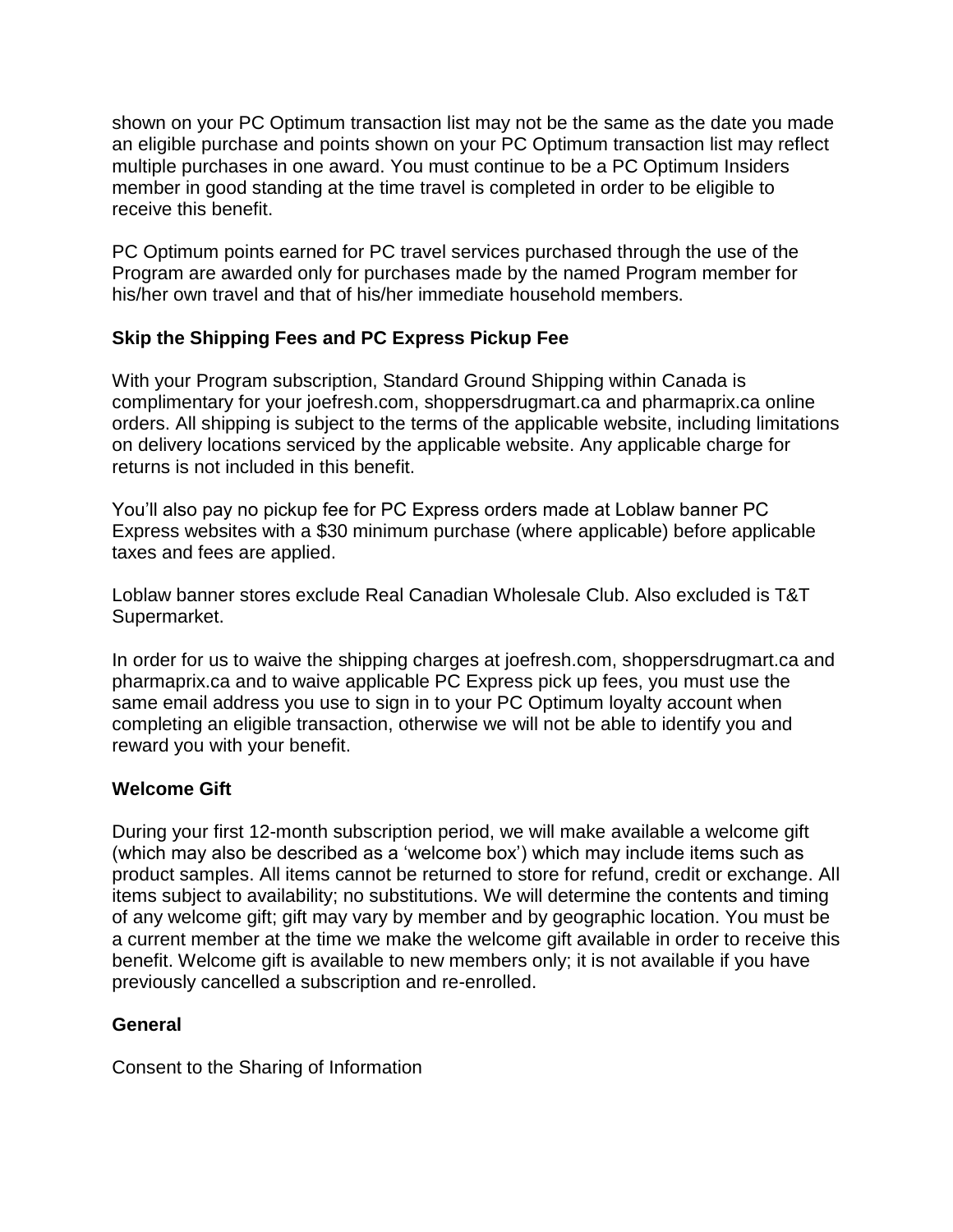shown on your PC Optimum transaction list may not be the same as the date you made an eligible purchase and points shown on your PC Optimum transaction list may reflect multiple purchases in one award. You must continue to be a PC Optimum Insiders member in good standing at the time travel is completed in order to be eligible to receive this benefit.

PC Optimum points earned for PC travel services purchased through the use of the Program are awarded only for purchases made by the named Program member for his/her own travel and that of his/her immediate household members.

**Skip the Shipping Fees and PC Express Pickup Fee**

With your Program subscription, Standard Ground Shipping within Canada is complimentary for your joefresh.com, shoppersdrugmart.ca and pharmaprix.ca online orders. All shipping is subject to the terms of the applicable website, including limitations on delivery locations serviced by the applicable website. Any applicable charge for returns is not included in this benefit.

You'll also pay no pickup fee for PC Express orders made at Loblaw banner PC Express websites with a $30 minimum purchase (where applicable) before applicable taxes and fees are applied.

Loblaw banner stores exclude Real Canadian Wholesale Club. Also excluded is T&T Supermarket.

In order for us to waive the shipping charges at joefresh.com, shoppersdrugmart.ca and pharmaprix.ca and to waive applicable PC Express pick up fees, you must use the same email address you use to sign in to your PC Optimum loyalty account when completing an eligible transaction, otherwise we will not be able to identify you and reward you with your benefit.

**Welcome Gift**

During your first 12-month subscription period, we will make available a welcome gift (which may also be described as a 'welcome box') which may include items such as product samples. All items cannot be returned to store for refund, credit or exchange. All items subject to availability; no substitutions. We will determine the contents and timing of any welcome gift; gift may vary by member and by geographic location. You must be a current member at the time we make the welcome gift available in order to receive this benefit. Welcome gift is available to new members only; it is not available if you have previously cancelled a subscription and re-enrolled.

**General**

Consent to the Sharing of Information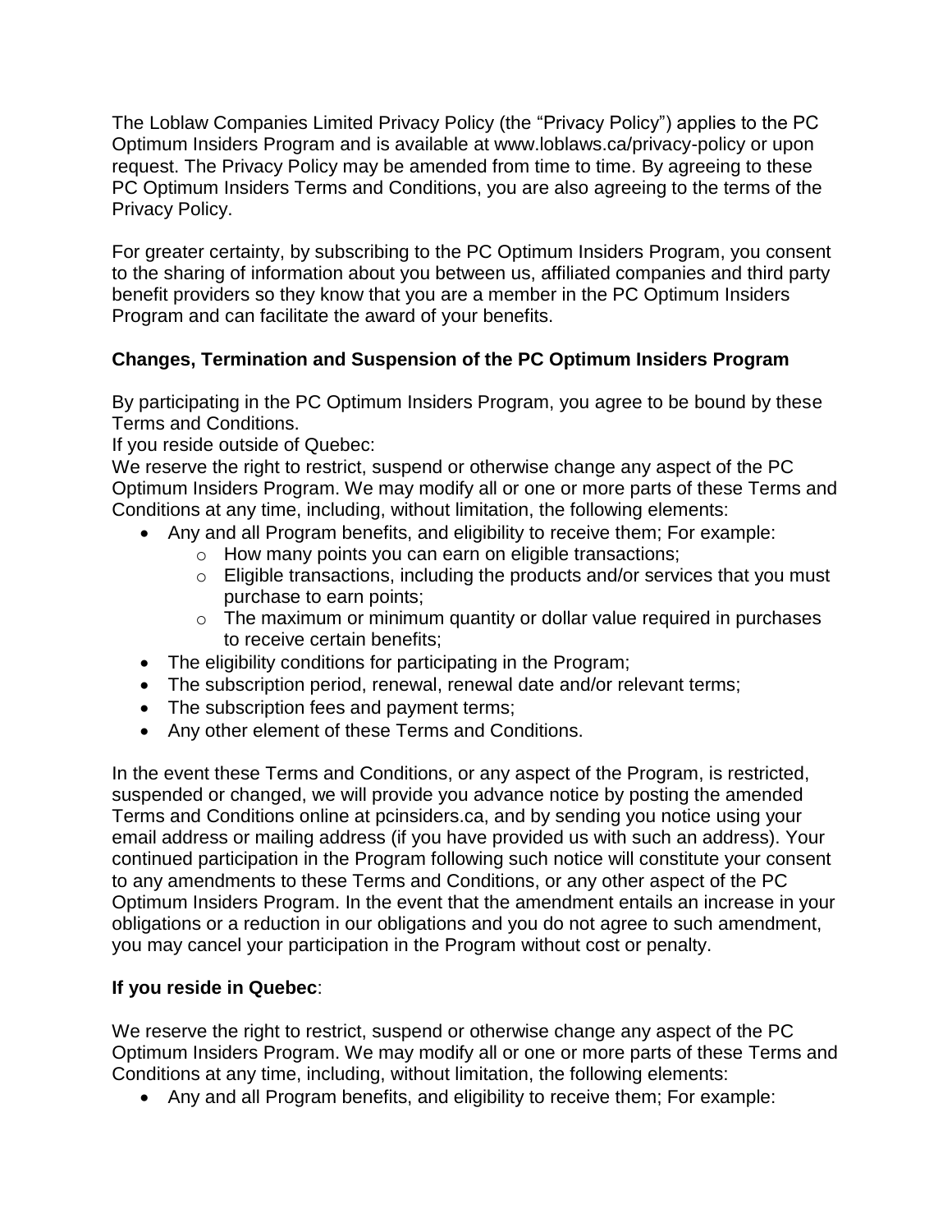The Loblaw Companies Limited Privacy Policy (the "Privacy Policy") applies to the PC Optimum Insiders Program and is available at www.loblaws.ca/privacy-policy or upon request. The Privacy Policy may be amended from time to time. By agreeing to these PC Optimum Insiders Terms and Conditions, you are also agreeing to the terms of the Privacy Policy.

For greater certainty, by subscribing to the PC Optimum Insiders Program, you consent to the sharing of information about you between us, affiliated companies and third party benefit providers so they know that you are a member in the PC Optimum Insiders Program and can facilitate the award of your benefits.

**Changes, Termination and Suspension of the PC Optimum Insiders Program**

By participating in the PC Optimum Insiders Program, you agree to be bound by these Terms and Conditions.

If you reside outside of Quebec:

We reserve the right to restrict, suspend or otherwise change any aspect of the PC Optimum Insiders Program. We may modify all or one or more parts of these Terms and Conditions at any time, including, without limitation, the following elements:

- Any and all Program benefits, and eligibility to receive them; For example:
  - How many points you can earn on eligible transactions;
  - Eligible transactions, including the products and/or services that you must purchase to earn points;
  - The maximum or minimum quantity or dollar value required in purchases to receive certain benefits;
- The eligibility conditions for participating in the Program;
- The subscription period, renewal, renewal date and/or relevant terms;
- The subscription fees and payment terms;
- Any other element of these Terms and Conditions.

In the event these Terms and Conditions, or any aspect of the Program, is restricted, suspended or changed, we will provide you advance notice by posting the amended Terms and Conditions online at pcinsiders.ca, and by sending you notice using your email address or mailing address (if you have provided us with such an address). Your continued participation in the Program following such notice will constitute your consent to any amendments to these Terms and Conditions, or any other aspect of the PC Optimum Insiders Program. In the event that the amendment entails an increase in your obligations or a reduction in our obligations and you do not agree to such amendment, you may cancel your participation in the Program without cost or penalty.

**If you reside in Quebec**:

We reserve the right to restrict, suspend or otherwise change any aspect of the PC Optimum Insiders Program. We may modify all or one or more parts of these Terms and Conditions at any time, including, without limitation, the following elements:

- Any and all Program benefits, and eligibility to receive them; For example: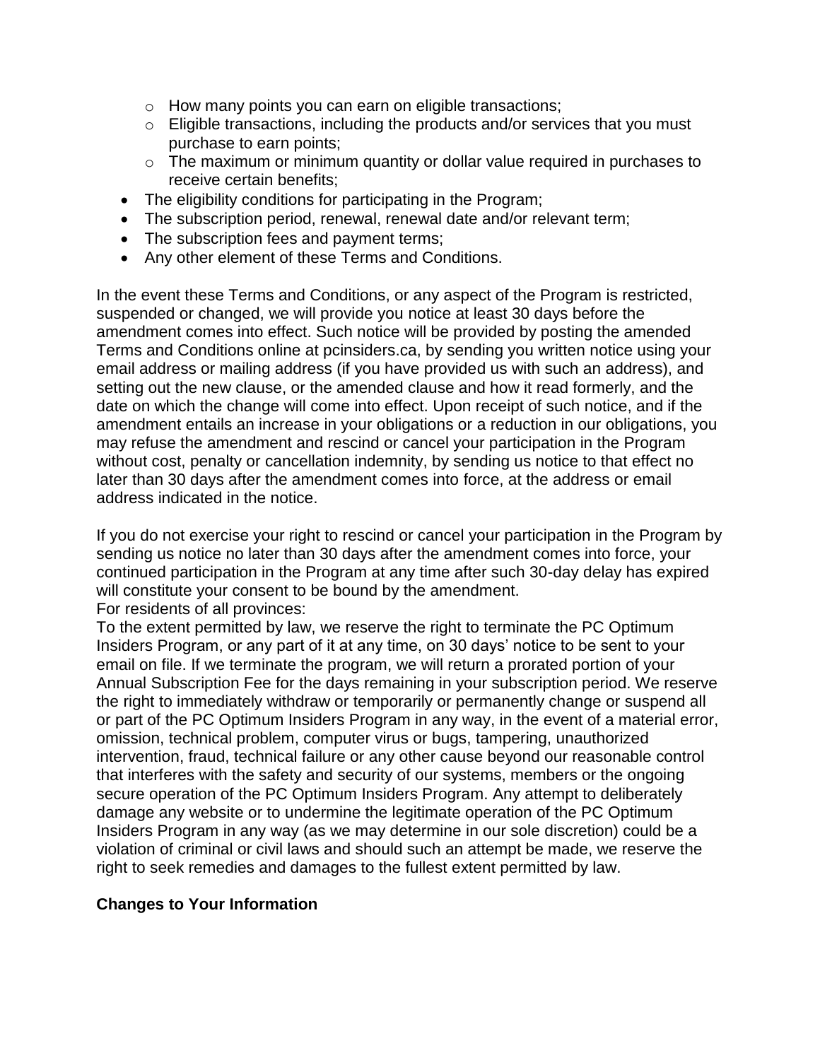- How many points you can earn on eligible transactions;
    - Eligible transactions, including the products and/or services that you must purchase to earn points;
    - The maximum or minimum quantity or dollar value required in purchases to receive certain benefits;
- The eligibility conditions for participating in the Program;
- The subscription period, renewal, renewal date and/or relevant term;
- The subscription fees and payment terms;
- Any other element of these Terms and Conditions.

In the event these Terms and Conditions, or any aspect of the Program is restricted, suspended or changed, we will provide you notice at least 30 days before the amendment comes into effect. Such notice will be provided by posting the amended Terms and Conditions online at pcinsiders.ca, by sending you written notice using your email address or mailing address (if you have provided us with such an address), and setting out the new clause, or the amended clause and how it read formerly, and the date on which the change will come into effect. Upon receipt of such notice, and if the amendment entails an increase in your obligations or a reduction in our obligations, you may refuse the amendment and rescind or cancel your participation in the Program without cost, penalty or cancellation indemnity, by sending us notice to that effect no later than 30 days after the amendment comes into force, at the address or email address indicated in the notice.

If you do not exercise your right to rescind or cancel your participation in the Program by sending us notice no later than 30 days after the amendment comes into force, your continued participation in the Program at any time after such 30-day delay has expired will constitute your consent to be bound by the amendment.
For residents of all provinces:
To the extent permitted by law, we reserve the right to terminate the PC Optimum Insiders Program, or any part of it at any time, on 30 days' notice to be sent to your email on file. If we terminate the program, we will return a prorated portion of your Annual Subscription Fee for the days remaining in your subscription period. We reserve the right to immediately withdraw or temporarily or permanently change or suspend all or part of the PC Optimum Insiders Program in any way, in the event of a material error, omission, technical problem, computer virus or bugs, tampering, unauthorized intervention, fraud, technical failure or any other cause beyond our reasonable control that interferes with the safety and security of our systems, members or the ongoing secure operation of the PC Optimum Insiders Program. Any attempt to deliberately damage any website or to undermine the legitimate operation of the PC Optimum Insiders Program in any way (as we may determine in our sole discretion) could be a violation of criminal or civil laws and should such an attempt be made, we reserve the right to seek remedies and damages to the fullest extent permitted by law.

**Changes to Your Information**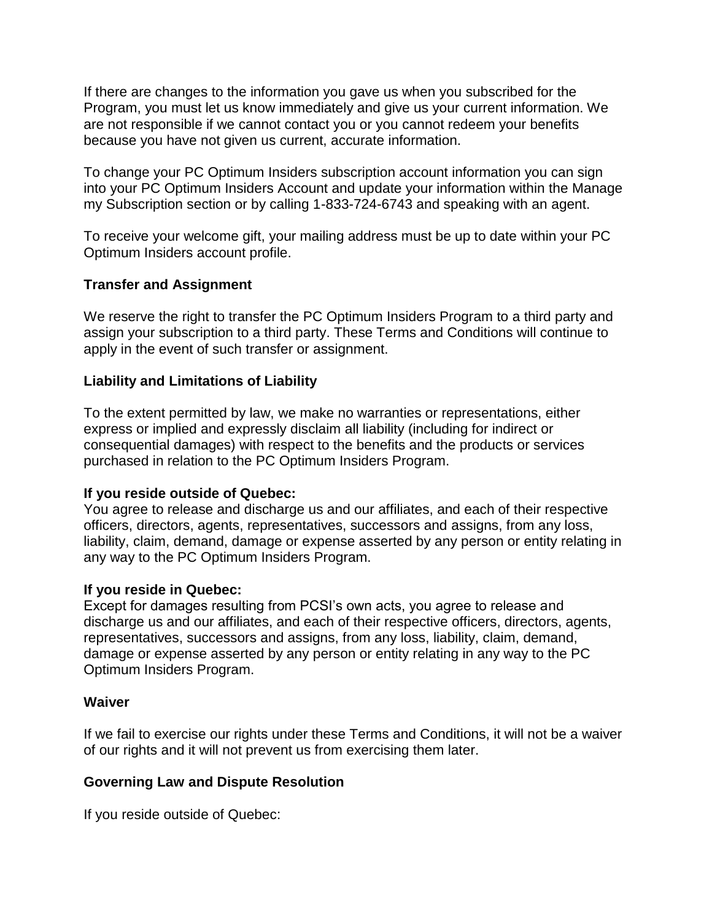If there are changes to the information you gave us when you subscribed for the Program, you must let us know immediately and give us your current information. We are not responsible if we cannot contact you or you cannot redeem your benefits because you have not given us current, accurate information.

To change your PC Optimum Insiders subscription account information you can sign into your PC Optimum Insiders Account and update your information within the Manage my Subscription section or by calling 1-833-724-6743 and speaking with an agent.

To receive your welcome gift, your mailing address must be up to date within your PC Optimum Insiders account profile.

**Transfer and Assignment**

We reserve the right to transfer the PC Optimum Insiders Program to a third party and assign your subscription to a third party. These Terms and Conditions will continue to apply in the event of such transfer or assignment.

**Liability and Limitations of Liability**

To the extent permitted by law, we make no warranties or representations, either express or implied and expressly disclaim all liability (including for indirect or consequential damages) with respect to the benefits and the products or services purchased in relation to the PC Optimum Insiders Program.

**If you reside outside of Quebec:**
You agree to release and discharge us and our affiliates, and each of their respective officers, directors, agents, representatives, successors and assigns, from any loss, liability, claim, demand, damage or expense asserted by any person or entity relating in any way to the PC Optimum Insiders Program.

**If you reside in Quebec:**
Except for damages resulting from PCSI's own acts, you agree to release and discharge us and our affiliates, and each of their respective officers, directors, agents, representatives, successors and assigns, from any loss, liability, claim, demand, damage or expense asserted by any person or entity relating in any way to the PC Optimum Insiders Program.

**Waiver**

If we fail to exercise our rights under these Terms and Conditions, it will not be a waiver of our rights and it will not prevent us from exercising them later.

**Governing Law and Dispute Resolution**

If you reside outside of Quebec: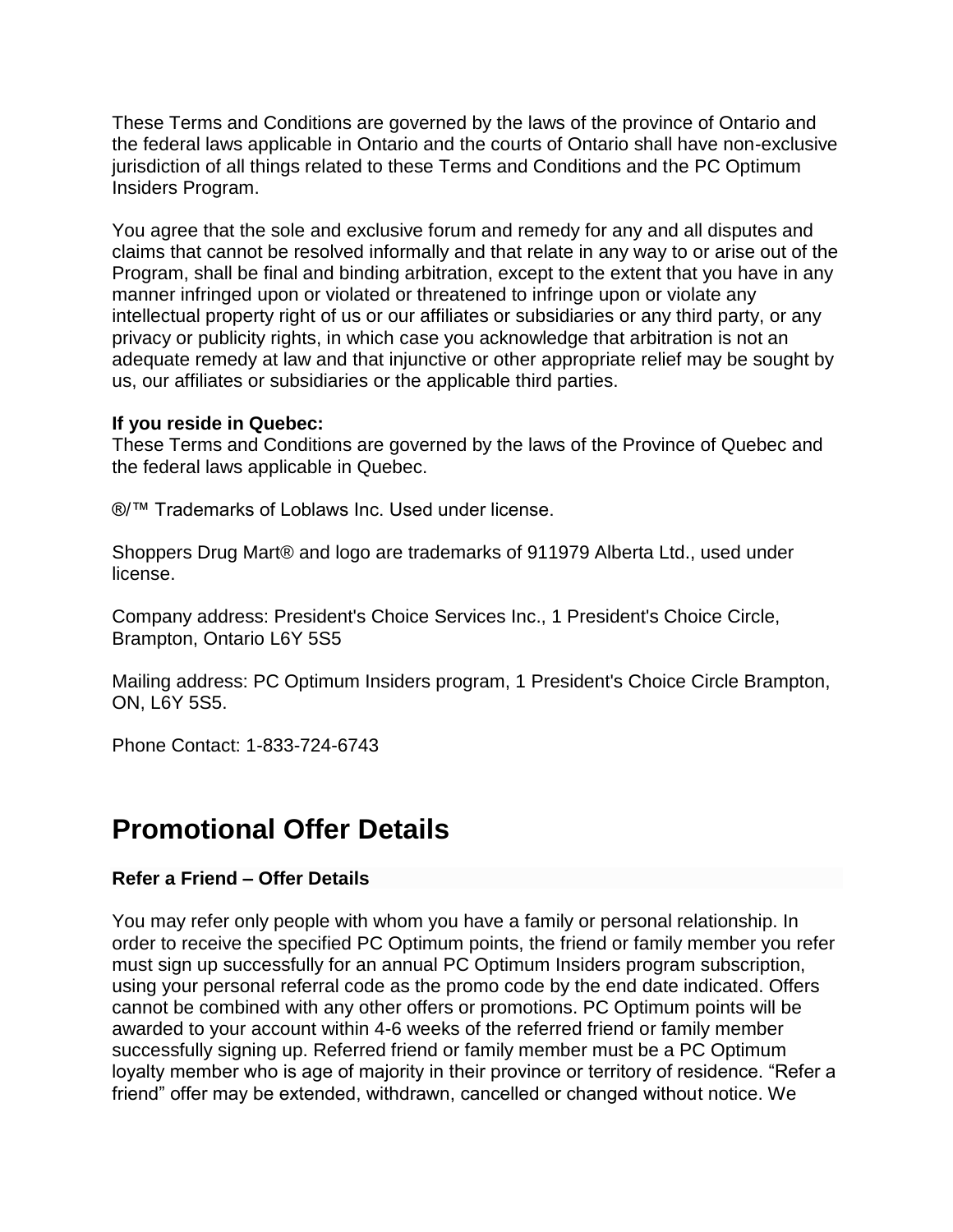These Terms and Conditions are governed by the laws of the province of Ontario and the federal laws applicable in Ontario and the courts of Ontario shall have non-exclusive jurisdiction of all things related to these Terms and Conditions and the PC Optimum Insiders Program.

You agree that the sole and exclusive forum and remedy for any and all disputes and claims that cannot be resolved informally and that relate in any way to or arise out of the Program, shall be final and binding arbitration, except to the extent that you have in any manner infringed upon or violated or threatened to infringe upon or violate any intellectual property right of us or our affiliates or subsidiaries or any third party, or any privacy or publicity rights, in which case you acknowledge that arbitration is not an adequate remedy at law and that injunctive or other appropriate relief may be sought by us, our affiliates or subsidiaries or the applicable third parties.

**If you reside in Quebec:**
These Terms and Conditions are governed by the laws of the Province of Quebec and the federal laws applicable in Quebec.

®/™ Trademarks of Loblaws Inc. Used under license.

Shoppers Drug Mart® and logo are trademarks of 911979 Alberta Ltd., used under license.

Company address: President's Choice Services Inc., 1 President's Choice Circle, Brampton, Ontario L6Y 5S5

Mailing address: PC Optimum Insiders program, 1 President's Choice Circle Brampton, ON, L6Y 5S5.

Phone Contact: 1-833-724-6743

# Promotional Offer Details

**Refer a Friend – Offer Details**

You may refer only people with whom you have a family or personal relationship. In order to receive the specified PC Optimum points, the friend or family member you refer must sign up successfully for an annual PC Optimum Insiders program subscription, using your personal referral code as the promo code by the end date indicated. Offers cannot be combined with any other offers or promotions. PC Optimum points will be awarded to your account within 4-6 weeks of the referred friend or family member successfully signing up. Referred friend or family member must be a PC Optimum loyalty member who is age of majority in their province or territory of residence. “Refer a friend” offer may be extended, withdrawn, cancelled or changed without notice. We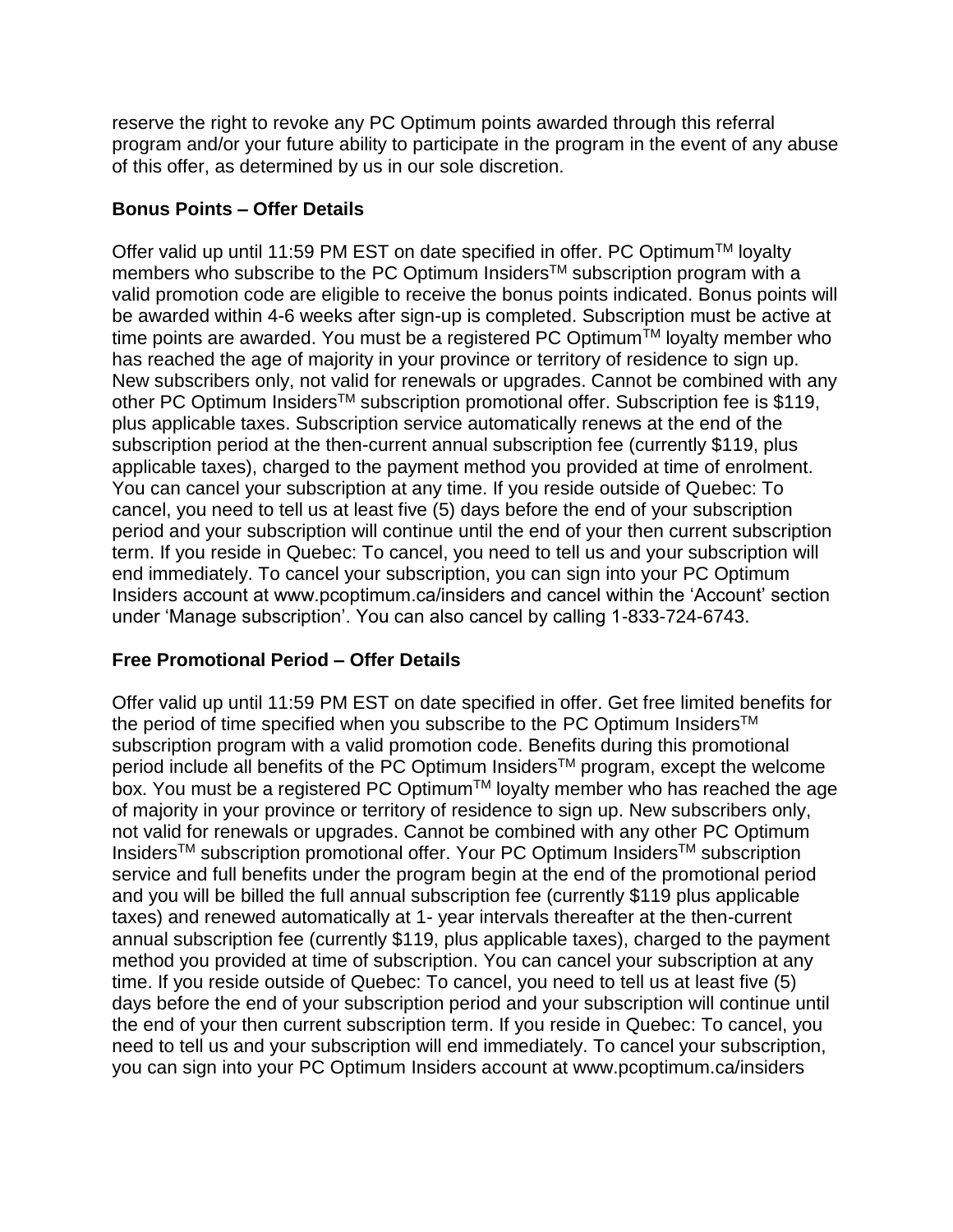reserve the right to revoke any PC Optimum points awarded through this referral program and/or your future ability to participate in the program in the event of any abuse of this offer, as determined by us in our sole discretion.

**Bonus Points – Offer Details**

Offer valid up until 11:59 PM EST on date specified in offer. PC Optimum™ loyalty members who subscribe to the PC Optimum Insiders™ subscription program with a valid promotion code are eligible to receive the bonus points indicated. Bonus points will be awarded within 4-6 weeks after sign-up is completed. Subscription must be active at time points are awarded. You must be a registered PC Optimum™ loyalty member who has reached the age of majority in your province or territory of residence to sign up. New subscribers only, not valid for renewals or upgrades. Cannot be combined with any other PC Optimum Insiders™ subscription promotional offer. Subscription fee is $119, plus applicable taxes. Subscription service automatically renews at the end of the subscription period at the then-current annual subscription fee (currently $119, plus applicable taxes), charged to the payment method you provided at time of enrolment. You can cancel your subscription at any time. If you reside outside of Quebec: To cancel, you need to tell us at least five (5) days before the end of your subscription period and your subscription will continue until the end of your then current subscription term. If you reside in Quebec: To cancel, you need to tell us and your subscription will end immediately. To cancel your subscription, you can sign into your PC Optimum Insiders account at www.pcoptimum.ca/insiders and cancel within the 'Account' section under 'Manage subscription'. You can also cancel by calling 1-833-724-6743.

**Free Promotional Period – Offer Details**

Offer valid up until 11:59 PM EST on date specified in offer. Get free limited benefits for the period of time specified when you subscribe to the PC Optimum Insiders™ subscription program with a valid promotion code. Benefits during this promotional period include all benefits of the PC Optimum Insiders™ program, except the welcome box. You must be a registered PC Optimum™ loyalty member who has reached the age of majority in your province or territory of residence to sign up. New subscribers only, not valid for renewals or upgrades. Cannot be combined with any other PC Optimum Insiders™ subscription promotional offer. Your PC Optimum Insiders™ subscription service and full benefits under the program begin at the end of the promotional period and you will be billed the full annual subscription fee (currently $119 plus applicable taxes) and renewed automatically at 1- year intervals thereafter at the then-current annual subscription fee (currently $119, plus applicable taxes), charged to the payment method you provided at time of subscription. You can cancel your subscription at any time. If you reside outside of Quebec: To cancel, you need to tell us at least five (5) days before the end of your subscription period and your subscription will continue until the end of your then current subscription term. If you reside in Quebec: To cancel, you need to tell us and your subscription will end immediately. To cancel your subscription, you can sign into your PC Optimum Insiders account at www.pcoptimum.ca/insiders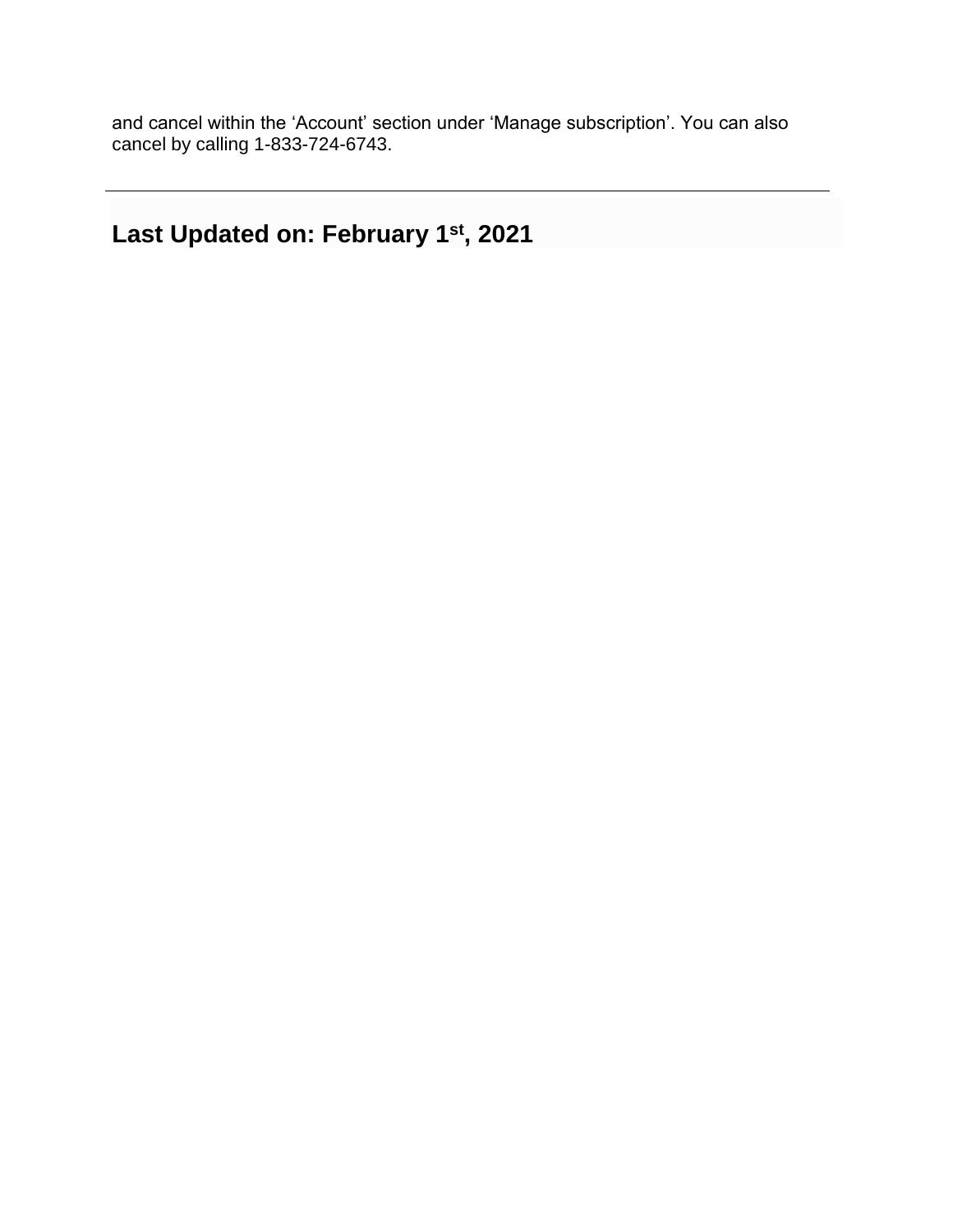and cancel within the ‘Account’ section under ‘Manage subscription’. You can also cancel by calling 1-833-724-6743.

---

## Last Updated on: February 1st, 2021